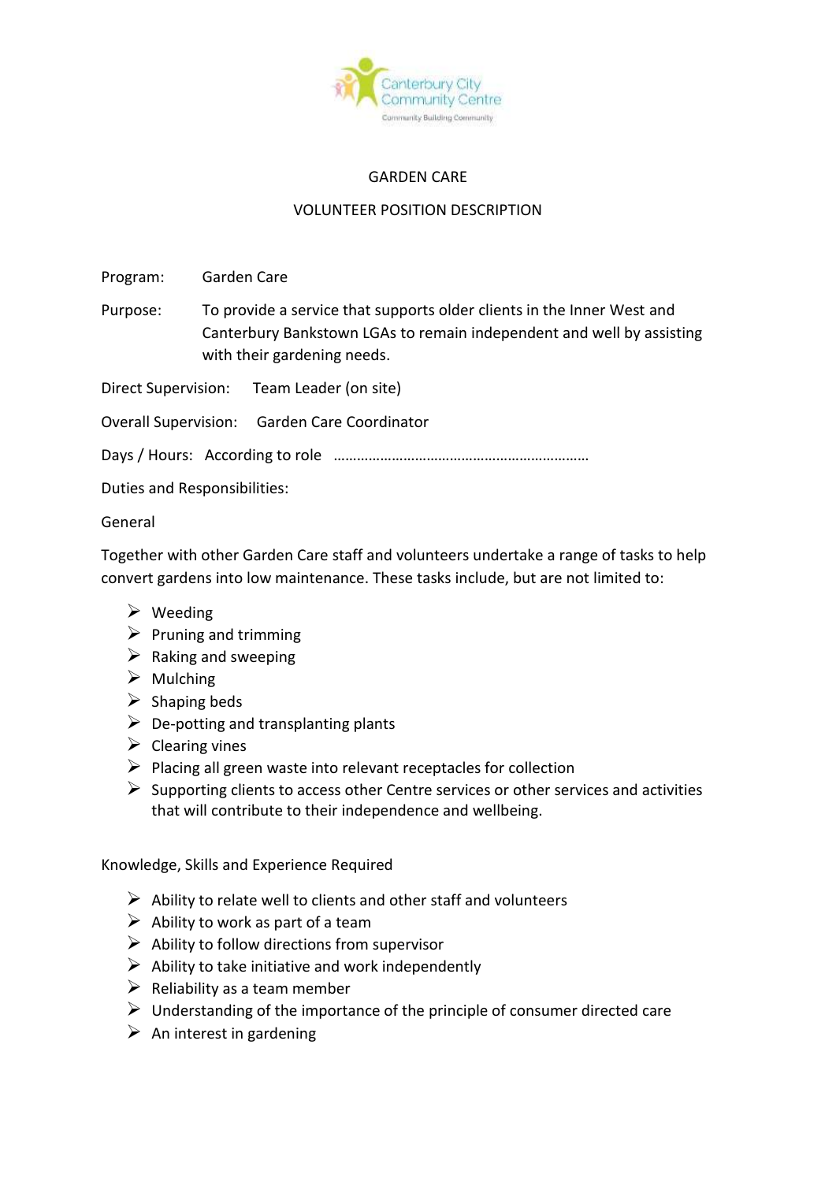# GARDEN CARE

## VOLUNTEER POSITION DESCRIPTION

Program: Garden Care

Purpose: To provide a service that supports older clients in the Inner West and Canterbury Bankstown LGAs to remain independent and well by assisting with their gardening needs.

Direct Supervision: Team Leader (on site)

Overall Supervision: Garden Care Coordinator

Days / Hours: According to role ………………………………………………………

Duties and Responsibilities:

General

Together with other Garden Care staff and volunteers undertake a range of tasks to help convert gardens into low maintenance. These tasks include, but are not limited to:

- Weeding
- Pruning and trimming
- Raking and sweeping
- Mulching
- Shaping beds
- De-potting and transplanting plants
- Clearing vines
- Placing all green waste into relevant receptacles for collection
- Supporting clients to access other Centre services or other services and activities that will contribute to their independence and wellbeing.

Knowledge, Skills and Experience Required

- Ability to relate well to clients and other staff and volunteers
- Ability to work as part of a team
- Ability to follow directions from supervisor
- Ability to take initiative and work independently
- Reliability as a team member
- Understanding of the importance of the principle of consumer directed care
- An interest in gardening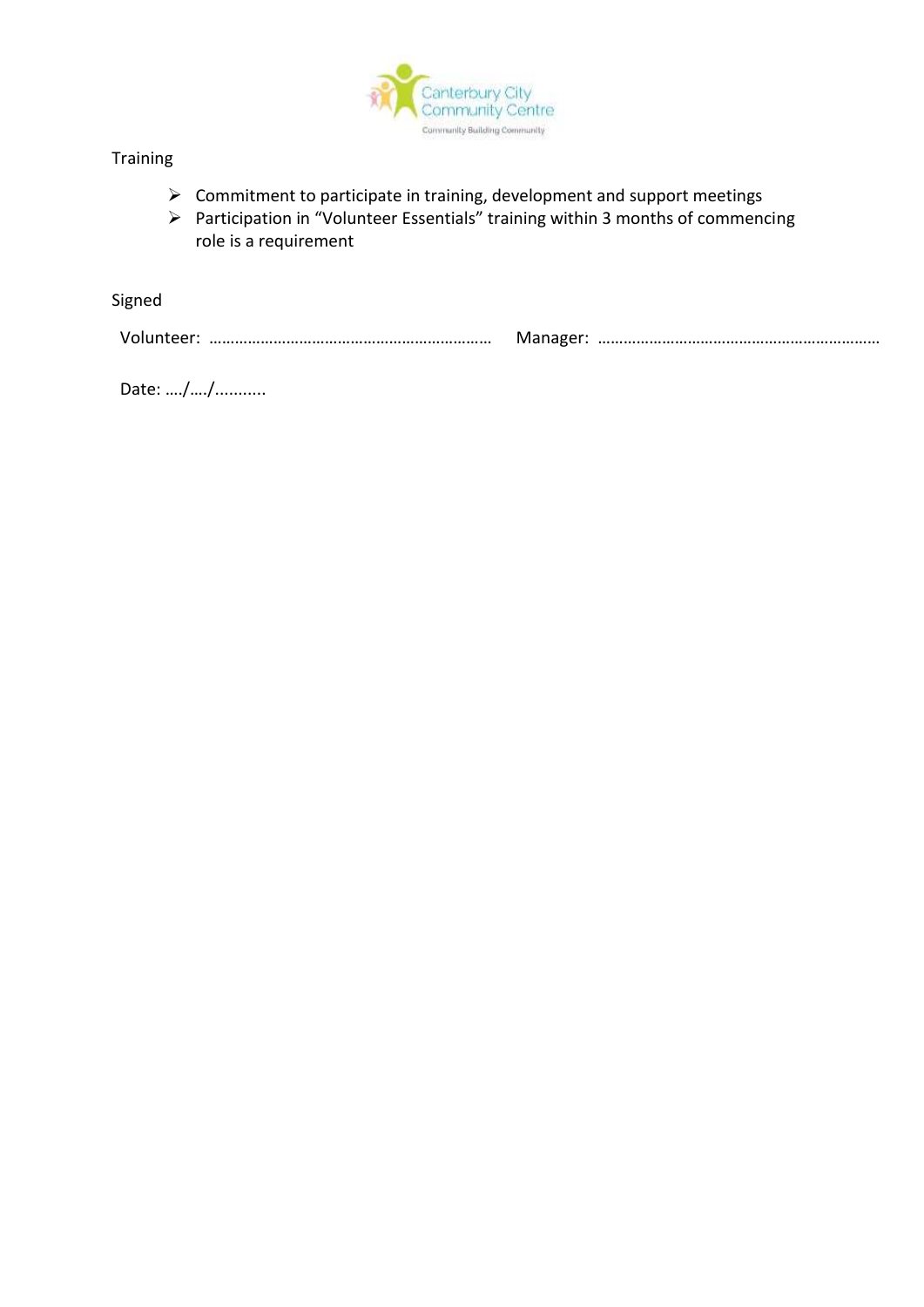Training

- Commitment to participate in training, development and support meetings
- Participation in "Volunteer Essentials" training within 3 months of commencing role is a requirement

Signed

Volunteer: ………………………………………………………… Manager: …………………………………………………………

Date: …./…./..........